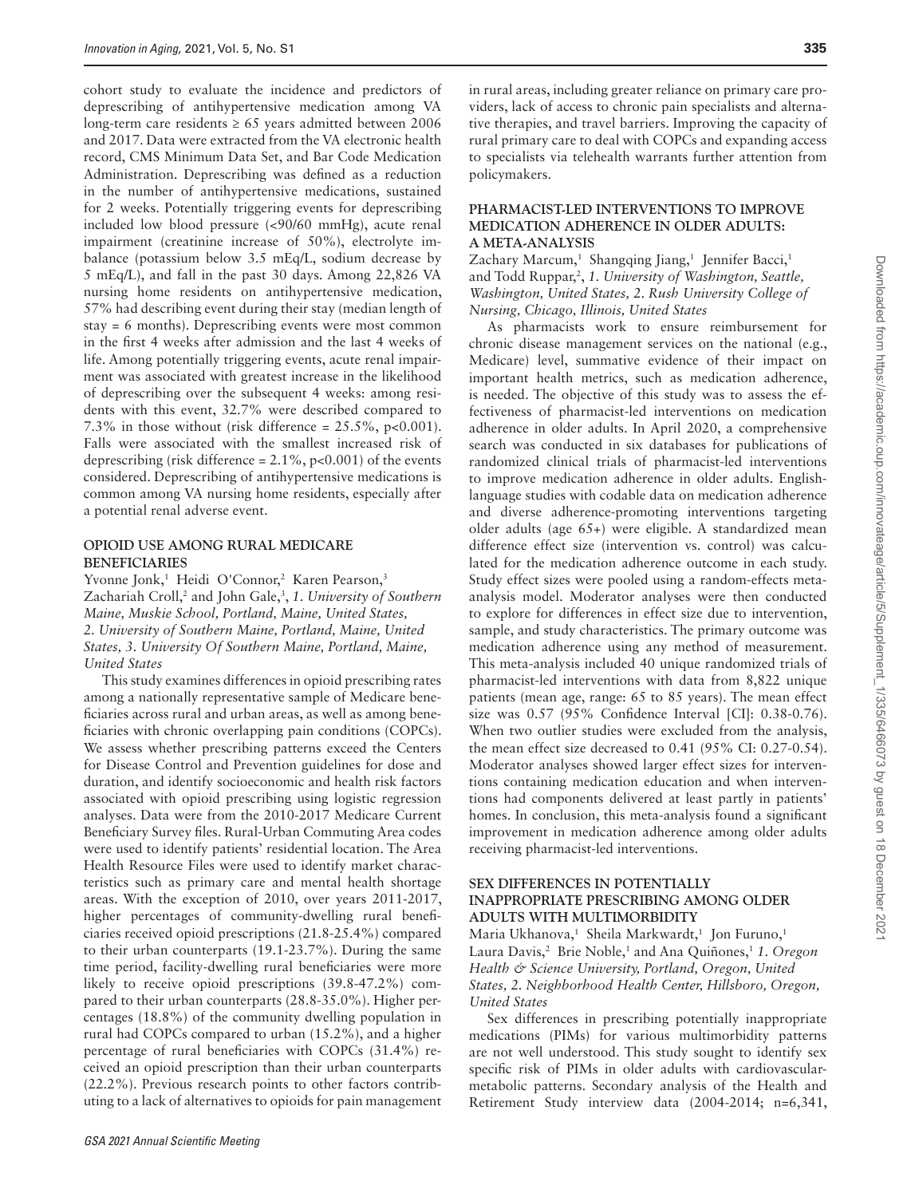cohort study to evaluate the incidence and predictors of deprescribing of antihypertensive medication among VA long-term care residents ≥ 65 years admitted between 2006 and 2017. Data were extracted from the VA electronic health record, CMS Minimum Data Set, and Bar Code Medication Administration. Deprescribing was defined as a reduction in the number of antihypertensive medications, sustained for 2 weeks. Potentially triggering events for deprescribing included low blood pressure (<90/60 mmHg), acute renal impairment (creatinine increase of 50%), electrolyte imbalance (potassium below 3.5 mEq/L, sodium decrease by 5 mEq/L), and fall in the past 30 days. Among 22,826 VA nursing home residents on antihypertensive medication, 57% had describing event during their stay (median length of stay = 6 months). Deprescribing events were most common in the first 4 weeks after admission and the last 4 weeks of life. Among potentially triggering events, acute renal impairment was associated with greatest increase in the likelihood of deprescribing over the subsequent 4 weeks: among residents with this event, 32.7% were described compared to 7.3% in those without (risk difference = 25.5%, p<0.001). Falls were associated with the smallest increased risk of deprescribing (risk difference = 2.1%, p<0.001) of the events considered. Deprescribing of antihypertensive medications is common among VA nursing home residents, especially after a potential renal adverse event.

## OPIOID USE AMONG RURAL MEDICARE BENEFICIARIES

Yvonne Jonk,[1] Heidi O'Connor,[2] Karen Pearson,[3] Zachariah Croll,[2] and John Gale,[3], *1. University of Southern Maine, Muskie School, Portland, Maine, United States, 2. University of Southern Maine, Portland, Maine, United States, 3. University Of Southern Maine, Portland, Maine, United States*

This study examines differences in opioid prescribing rates among a nationally representative sample of Medicare beneficiaries across rural and urban areas, as well as among beneficiaries with chronic overlapping pain conditions (COPCs). We assess whether prescribing patterns exceed the Centers for Disease Control and Prevention guidelines for dose and duration, and identify socioeconomic and health risk factors associated with opioid prescribing using logistic regression analyses. Data were from the 2010-2017 Medicare Current Beneficiary Survey files. Rural-Urban Commuting Area codes were used to identify patients' residential location. The Area Health Resource Files were used to identify market characteristics such as primary care and mental health shortage areas. With the exception of 2010, over years 2011-2017, higher percentages of community-dwelling rural beneficiaries received opioid prescriptions (21.8-25.4%) compared to their urban counterparts (19.1-23.7%). During the same time period, facility-dwelling rural beneficiaries were more likely to receive opioid prescriptions (39.8-47.2%) compared to their urban counterparts (28.8-35.0%). Higher percentages (18.8%) of the community dwelling population in rural had COPCs compared to urban (15.2%), and a higher percentage of rural beneficiaries with COPCs (31.4%) received an opioid prescription than their urban counterparts (22.2%). Previous research points to other factors contributing to a lack of alternatives to opioids for pain management in rural areas, including greater reliance on primary care providers, lack of access to chronic pain specialists and alternative therapies, and travel barriers. Improving the capacity of rural primary care to deal with COPCs and expanding access to specialists via telehealth warrants further attention from policymakers.

## PHARMACIST-LED INTERVENTIONS TO IMPROVE MEDICATION ADHERENCE IN OLDER ADULTS: A META-ANALYSIS

Zachary Marcum,[1] Shangqing Jiang,[1] Jennifer Bacci,[1] and Todd Ruppar,[2], *1. University of Washington, Seattle, Washington, United States, 2. Rush University College of Nursing, Chicago, Illinois, United States*

As pharmacists work to ensure reimbursement for chronic disease management services on the national (e.g., Medicare) level, summative evidence of their impact on important health metrics, such as medication adherence, is needed. The objective of this study was to assess the effectiveness of pharmacist-led interventions on medication adherence in older adults. In April 2020, a comprehensive search was conducted in six databases for publications of randomized clinical trials of pharmacist-led interventions to improve medication adherence in older adults. English-language studies with codable data on medication adherence and diverse adherence-promoting interventions targeting older adults (age 65+) were eligible. A standardized mean difference effect size (intervention vs. control) was calculated for the medication adherence outcome in each study. Study effect sizes were pooled using a random-effects meta-analysis model. Moderator analyses were then conducted to explore for differences in effect size due to intervention, sample, and study characteristics. The primary outcome was medication adherence using any method of measurement. This meta-analysis included 40 unique randomized trials of pharmacist-led interventions with data from 8,822 unique patients (mean age, range: 65 to 85 years). The mean effect size was 0.57 (95% Confidence Interval [CI]: 0.38-0.76). When two outlier studies were excluded from the analysis, the mean effect size decreased to 0.41 (95% CI: 0.27-0.54). Moderator analyses showed larger effect sizes for interventions containing medication education and when interventions had components delivered at least partly in patients' homes. In conclusion, this meta-analysis found a significant improvement in medication adherence among older adults receiving pharmacist-led interventions.

## SEX DIFFERENCES IN POTENTIALLY INAPPROPRIATE PRESCRIBING AMONG OLDER ADULTS WITH MULTIMORBIDITY

Maria Ukhanova,[1] Sheila Markwardt,[1] Jon Furuno,[1] Laura Davis,[2] Brie Noble,[1] and Ana Quiñones,[1] *1. Oregon Health & Science University, Portland, Oregon, United States, 2. Neighborhood Health Center, Hillsboro, Oregon, United States*

Sex differences in prescribing potentially inappropriate medications (PIMs) for various multimorbidity patterns are not well understood. This study sought to identify sex specific risk of PIMs in older adults with cardiovascular-metabolic patterns. Secondary analysis of the Health and Retirement Study interview data (2004-2014; n=6,341,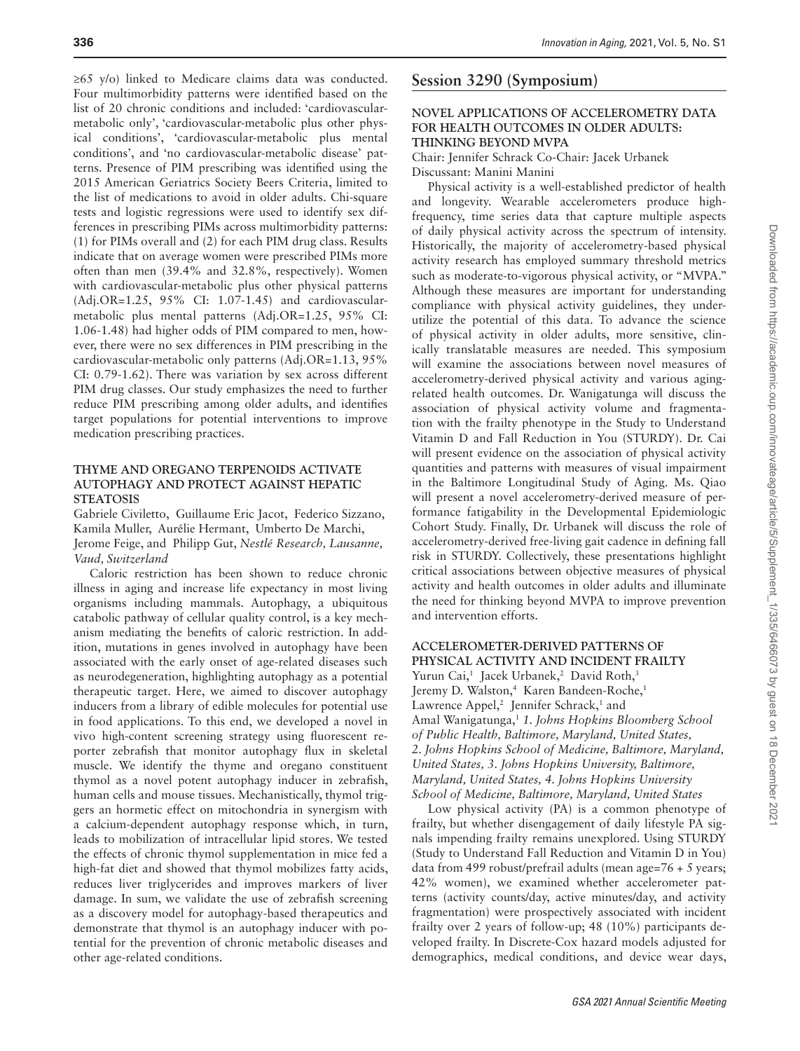≥65 y/o) linked to Medicare claims data was conducted. Four multimorbidity patterns were identified based on the list of 20 chronic conditions and included: 'cardiovascular-metabolic only', 'cardiovascular-metabolic plus other physical conditions', 'cardiovascular-metabolic plus mental conditions', and 'no cardiovascular-metabolic disease' patterns. Presence of PIM prescribing was identified using the 2015 American Geriatrics Society Beers Criteria, limited to the list of medications to avoid in older adults. Chi-square tests and logistic regressions were used to identify sex differences in prescribing PIMs across multimorbidity patterns: (1) for PIMs overall and (2) for each PIM drug class. Results indicate that on average women were prescribed PIMs more often than men (39.4% and 32.8%, respectively). Women with cardiovascular-metabolic plus other physical patterns (Adj.OR=1.25, 95% CI: 1.07-1.45) and cardiovascular-metabolic plus mental patterns (Adj.OR=1.25, 95% CI: 1.06-1.48) had higher odds of PIM compared to men, however, there were no sex differences in PIM prescribing in the cardiovascular-metabolic only patterns (Adj.OR=1.13, 95% CI: 0.79-1.62). There was variation by sex across different PIM drug classes. Our study emphasizes the need to further reduce PIM prescribing among older adults, and identifies target populations for potential interventions to improve medication prescribing practices.

### THYME AND OREGANO TERPENOIDS ACTIVATE AUTOPHAGY AND PROTECT AGAINST HEPATIC STEATOSIS

Gabriele Civiletto, Guillaume Eric Jacot, Federico Sizzano, Kamila Muller, Aurélie Hermant, Umberto De Marchi, Jerome Feige, and Philipp Gut, *Nestlé Research, Lausanne, Vaud, Switzerland*

Caloric restriction has been shown to reduce chronic illness in aging and increase life expectancy in most living organisms including mammals. Autophagy, a ubiquitous catabolic pathway of cellular quality control, is a key mechanism mediating the benefits of caloric restriction. In addition, mutations in genes involved in autophagy have been associated with the early onset of age-related diseases such as neurodegeneration, highlighting autophagy as a potential therapeutic target. Here, we aimed to discover autophagy inducers from a library of edible molecules for potential use in food applications. To this end, we developed a novel in vivo high-content screening strategy using fluorescent reporter zebrafish that monitor autophagy flux in skeletal muscle. We identify the thyme and oregano constituent thymol as a novel potent autophagy inducer in zebrafish, human cells and mouse tissues. Mechanistically, thymol triggers an hormetic effect on mitochondria in synergism with a calcium-dependent autophagy response which, in turn, leads to mobilization of intracellular lipid stores. We tested the effects of chronic thymol supplementation in mice fed a high-fat diet and showed that thymol mobilizes fatty acids, reduces liver triglycerides and improves markers of liver damage. In sum, we validate the use of zebrafish screening as a discovery model for autophagy-based therapeutics and demonstrate that thymol is an autophagy inducer with potential for the prevention of chronic metabolic diseases and other age-related conditions.

## Session 3290 (Symposium)

### NOVEL APPLICATIONS OF ACCELEROMETRY DATA FOR HEALTH OUTCOMES IN OLDER ADULTS: THINKING BEYOND MVPA

Chair: Jennifer Schrack Co-Chair: Jacek Urbanek
Discussant: Manini Manini

Physical activity is a well-established predictor of health and longevity. Wearable accelerometers produce high-frequency, time series data that capture multiple aspects of daily physical activity across the spectrum of intensity. Historically, the majority of accelerometry-based physical activity research has employed summary threshold metrics such as moderate-to-vigorous physical activity, or "MVPA." Although these measures are important for understanding compliance with physical activity guidelines, they underutilize the potential of this data. To advance the science of physical activity in older adults, more sensitive, clinically translatable measures are needed. This symposium will examine the associations between novel measures of accelerometry-derived physical activity and various aging-related health outcomes. Dr. Wanigatunga will discuss the association of physical activity volume and fragmentation with the frailty phenotype in the Study to Understand Vitamin D and Fall Reduction in You (STURDY). Dr. Cai will present evidence on the association of physical activity quantities and patterns with measures of visual impairment in the Baltimore Longitudinal Study of Aging. Ms. Qiao will present a novel accelerometry-derived measure of performance fatigability in the Developmental Epidemiologic Cohort Study. Finally, Dr. Urbanek will discuss the role of accelerometry-derived free-living gait cadence in defining fall risk in STURDY. Collectively, these presentations highlight critical associations between objective measures of physical activity and health outcomes in older adults and illuminate the need for thinking beyond MVPA to improve prevention and intervention efforts.

### ACCELEROMETER-DERIVED PATTERNS OF PHYSICAL ACTIVITY AND INCIDENT FRAILTY

Yurun Cai,[1] Jacek Urbanek,[2] David Roth,[3] Jeremy D. Walston,[4] Karen Bandeen-Roche,[1] Lawrence Appel,[2] Jennifer Schrack,[1] and Amal Wanigatunga,[1] *1. Johns Hopkins Bloomberg School of Public Health, Baltimore, Maryland, United States, 2. Johns Hopkins School of Medicine, Baltimore, Maryland, United States, 3. Johns Hopkins University, Baltimore, Maryland, United States, 4. Johns Hopkins University School of Medicine, Baltimore, Maryland, United States*

Low physical activity (PA) is a common phenotype of frailty, but whether disengagement of daily lifestyle PA signals impending frailty remains unexplored. Using STURDY (Study to Understand Fall Reduction and Vitamin D in You) data from 499 robust/prefrail adults (mean age=76 + 5 years; 42% women), we examined whether accelerometer patterns (activity counts/day, active minutes/day, and activity fragmentation) were prospectively associated with incident frailty over 2 years of follow-up; 48 (10%) participants developed frailty. In Discrete-Cox hazard models adjusted for demographics, medical conditions, and device wear days,